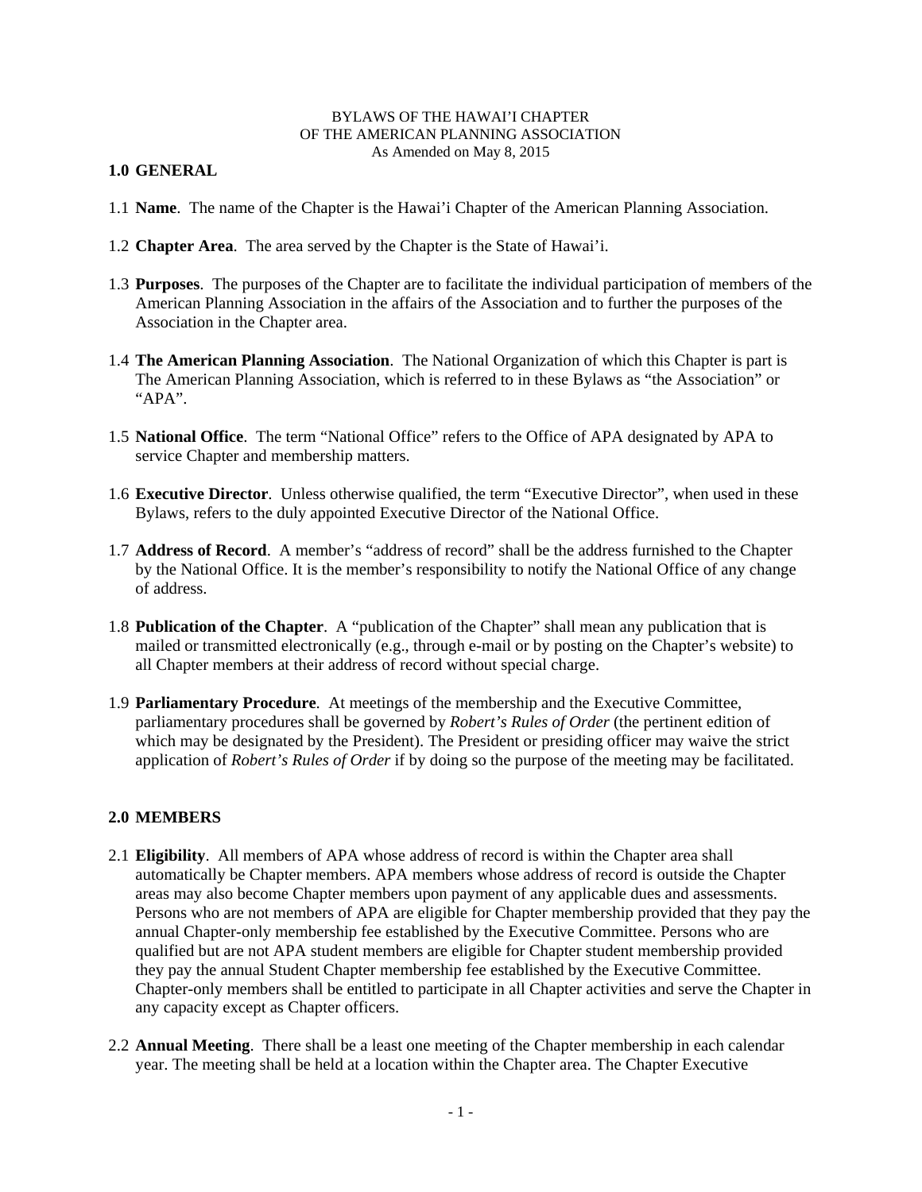BYLAWS OF THE HAWAI'I CHAPTER
OF THE AMERICAN PLANNING ASSOCIATION
As Amended on May 8, 2015

## 1.0 GENERAL

1.1 **Name**. The name of the Chapter is the Hawai'i Chapter of the American Planning Association.

1.2 **Chapter Area**. The area served by the Chapter is the State of Hawai'i.

1.3 **Purposes**. The purposes of the Chapter are to facilitate the individual participation of members of the American Planning Association in the affairs of the Association and to further the purposes of the Association in the Chapter area.

1.4 **The American Planning Association**. The National Organization of which this Chapter is part is The American Planning Association, which is referred to in these Bylaws as "the Association" or "APA".

1.5 **National Office**. The term "National Office" refers to the Office of APA designated by APA to service Chapter and membership matters.

1.6 **Executive Director**. Unless otherwise qualified, the term "Executive Director", when used in these Bylaws, refers to the duly appointed Executive Director of the National Office.

1.7 **Address of Record**. A member's "address of record" shall be the address furnished to the Chapter by the National Office. It is the member's responsibility to notify the National Office of any change of address.

1.8 **Publication of the Chapter**. A "publication of the Chapter" shall mean any publication that is mailed or transmitted electronically (e.g., through e-mail or by posting on the Chapter's website) to all Chapter members at their address of record without special charge.

1.9 **Parliamentary Procedure**. At meetings of the membership and the Executive Committee, parliamentary procedures shall be governed by *Robert's Rules of Order* (the pertinent edition of which may be designated by the President). The President or presiding officer may waive the strict application of *Robert's Rules of Order* if by doing so the purpose of the meeting may be facilitated.

## 2.0 MEMBERS

2.1 **Eligibility**. All members of APA whose address of record is within the Chapter area shall automatically be Chapter members. APA members whose address of record is outside the Chapter areas may also become Chapter members upon payment of any applicable dues and assessments. Persons who are not members of APA are eligible for Chapter membership provided that they pay the annual Chapter-only membership fee established by the Executive Committee. Persons who are qualified but are not APA student members are eligible for Chapter student membership provided they pay the annual Student Chapter membership fee established by the Executive Committee. Chapter-only members shall be entitled to participate in all Chapter activities and serve the Chapter in any capacity except as Chapter officers.

2.2 **Annual Meeting**. There shall be a least one meeting of the Chapter membership in each calendar year. The meeting shall be held at a location within the Chapter area. The Chapter Executive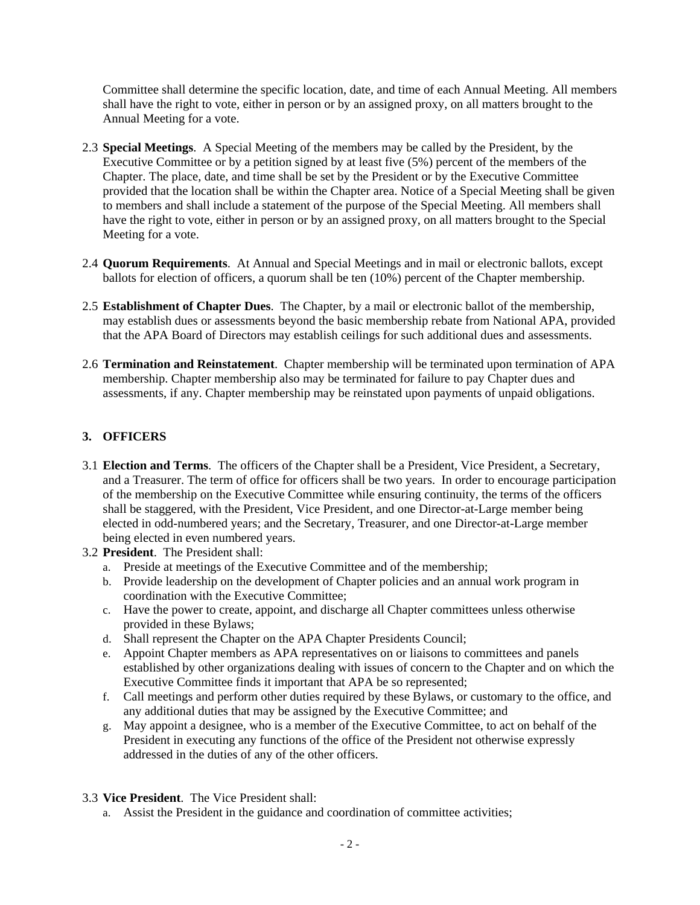Committee shall determine the specific location, date, and time of each Annual Meeting. All members shall have the right to vote, either in person or by an assigned proxy, on all matters brought to the Annual Meeting for a vote.

2.3 **Special Meetings**. A Special Meeting of the members may be called by the President, by the Executive Committee or by a petition signed by at least five (5%) percent of the members of the Chapter. The place, date, and time shall be set by the President or by the Executive Committee provided that the location shall be within the Chapter area. Notice of a Special Meeting shall be given to members and shall include a statement of the purpose of the Special Meeting. All members shall have the right to vote, either in person or by an assigned proxy, on all matters brought to the Special Meeting for a vote.

2.4 **Quorum Requirements**. At Annual and Special Meetings and in mail or electronic ballots, except ballots for election of officers, a quorum shall be ten (10%) percent of the Chapter membership.

2.5 **Establishment of Chapter Dues**. The Chapter, by a mail or electronic ballot of the membership, may establish dues or assessments beyond the basic membership rebate from National APA, provided that the APA Board of Directors may establish ceilings for such additional dues and assessments.

2.6 **Termination and Reinstatement**. Chapter membership will be terminated upon termination of APA membership. Chapter membership also may be terminated for failure to pay Chapter dues and assessments, if any. Chapter membership may be reinstated upon payments of unpaid obligations.

## 3. OFFICERS

3.1 **Election and Terms**. The officers of the Chapter shall be a President, Vice President, a Secretary, and a Treasurer. The term of office for officers shall be two years. In order to encourage participation of the membership on the Executive Committee while ensuring continuity, the terms of the officers shall be staggered, with the President, Vice President, and one Director-at-Large member being elected in odd-numbered years; and the Secretary, Treasurer, and one Director-at-Large member being elected in even numbered years.

3.2 **President**. The President shall:

a. Preside at meetings of the Executive Committee and of the membership;
b. Provide leadership on the development of Chapter policies and an annual work program in coordination with the Executive Committee;
c. Have the power to create, appoint, and discharge all Chapter committees unless otherwise provided in these Bylaws;
d. Shall represent the Chapter on the APA Chapter Presidents Council;
e. Appoint Chapter members as APA representatives on or liaisons to committees and panels established by other organizations dealing with issues of concern to the Chapter and on which the Executive Committee finds it important that APA be so represented;
f. Call meetings and perform other duties required by these Bylaws, or customary to the office, and any additional duties that may be assigned by the Executive Committee; and
g. May appoint a designee, who is a member of the Executive Committee, to act on behalf of the President in executing any functions of the office of the President not otherwise expressly addressed in the duties of any of the other officers.

3.3 **Vice President**. The Vice President shall:

a. Assist the President in the guidance and coordination of committee activities;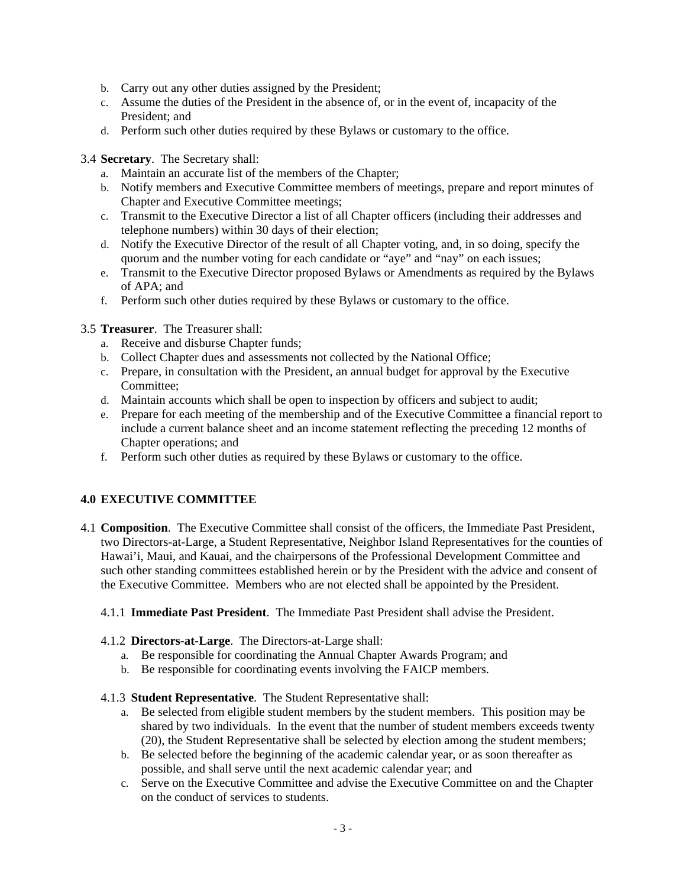b. Carry out any other duties assigned by the President;
c. Assume the duties of the President in the absence of, or in the event of, incapacity of the President; and
d. Perform such other duties required by these Bylaws or customary to the office.

3.4 **Secretary**. The Secretary shall:

a. Maintain an accurate list of the members of the Chapter;
b. Notify members and Executive Committee members of meetings, prepare and report minutes of Chapter and Executive Committee meetings;
c. Transmit to the Executive Director a list of all Chapter officers (including their addresses and telephone numbers) within 30 days of their election;
d. Notify the Executive Director of the result of all Chapter voting, and, in so doing, specify the quorum and the number voting for each candidate or "aye" and "nay" on each issues;
e. Transmit to the Executive Director proposed Bylaws or Amendments as required by the Bylaws of APA; and
f. Perform such other duties required by these Bylaws or customary to the office.

3.5 **Treasurer**. The Treasurer shall:

a. Receive and disburse Chapter funds;
b. Collect Chapter dues and assessments not collected by the National Office;
c. Prepare, in consultation with the President, an annual budget for approval by the Executive Committee;
d. Maintain accounts which shall be open to inspection by officers and subject to audit;
e. Prepare for each meeting of the membership and of the Executive Committee a financial report to include a current balance sheet and an income statement reflecting the preceding 12 months of Chapter operations; and
f. Perform such other duties as required by these Bylaws or customary to the office.

## 4.0 EXECUTIVE COMMITTEE

4.1 **Composition**. The Executive Committee shall consist of the officers, the Immediate Past President, two Directors-at-Large, a Student Representative, Neighbor Island Representatives for the counties of Hawai'i, Maui, and Kauai, and the chairpersons of the Professional Development Committee and such other standing committees established herein or by the President with the advice and consent of the Executive Committee. Members who are not elected shall be appointed by the President.

4.1.1 **Immediate Past President**. The Immediate Past President shall advise the President.

4.1.2 **Directors-at-Large**. The Directors-at-Large shall:

a. Be responsible for coordinating the Annual Chapter Awards Program; and
b. Be responsible for coordinating events involving the FAICP members.

4.1.3 **Student Representative**. The Student Representative shall:

a. Be selected from eligible student members by the student members. This position may be shared by two individuals. In the event that the number of student members exceeds twenty (20), the Student Representative shall be selected by election among the student members;
b. Be selected before the beginning of the academic calendar year, or as soon thereafter as possible, and shall serve until the next academic calendar year; and
c. Serve on the Executive Committee and advise the Executive Committee on and the Chapter on the conduct of services to students.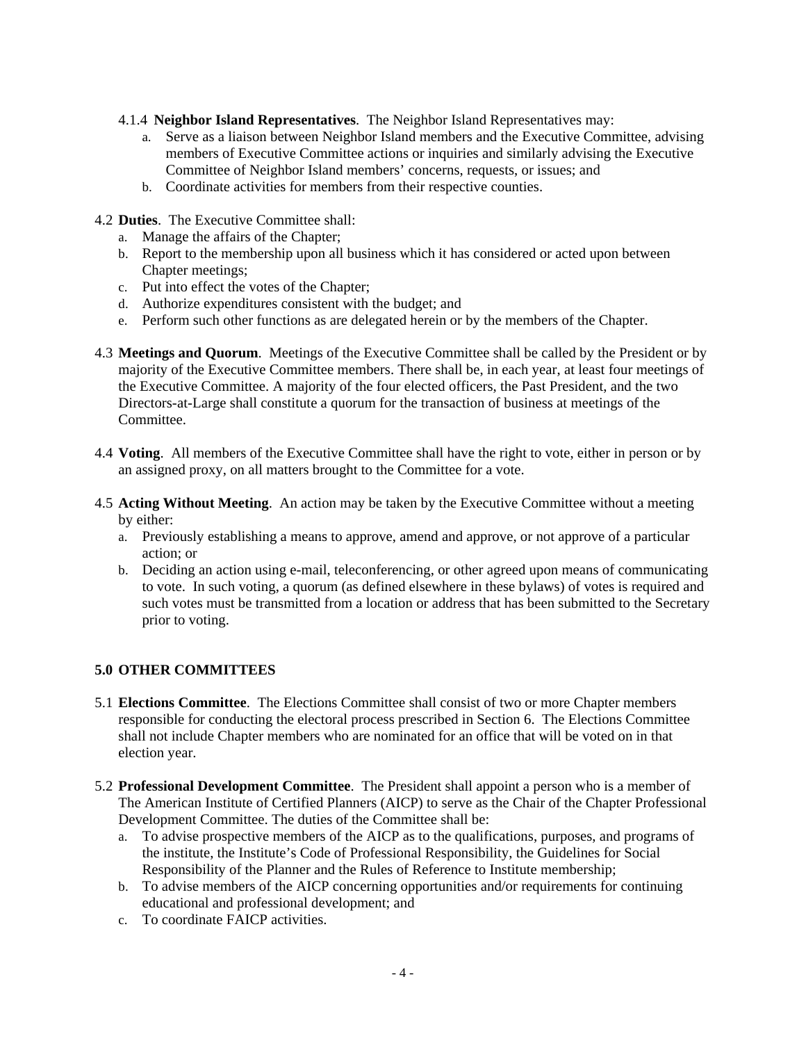4.1.4 **Neighbor Island Representatives**. The Neighbor Island Representatives may:

a. Serve as a liaison between Neighbor Island members and the Executive Committee, advising members of Executive Committee actions or inquiries and similarly advising the Executive Committee of Neighbor Island members' concerns, requests, or issues; and
b. Coordinate activities for members from their respective counties.

4.2 **Duties**. The Executive Committee shall:

a. Manage the affairs of the Chapter;
b. Report to the membership upon all business which it has considered or acted upon between Chapter meetings;
c. Put into effect the votes of the Chapter;
d. Authorize expenditures consistent with the budget; and
e. Perform such other functions as are delegated herein or by the members of the Chapter.

4.3 **Meetings and Quorum**. Meetings of the Executive Committee shall be called by the President or by majority of the Executive Committee members. There shall be, in each year, at least four meetings of the Executive Committee. A majority of the four elected officers, the Past President, and the two Directors-at-Large shall constitute a quorum for the transaction of business at meetings of the Committee.

4.4 **Voting**. All members of the Executive Committee shall have the right to vote, either in person or by an assigned proxy, on all matters brought to the Committee for a vote.

4.5 **Acting Without Meeting**. An action may be taken by the Executive Committee without a meeting by either:

a. Previously establishing a means to approve, amend and approve, or not approve of a particular action; or
b. Deciding an action using e-mail, teleconferencing, or other agreed upon means of communicating to vote. In such voting, a quorum (as defined elsewhere in these bylaws) of votes is required and such votes must be transmitted from a location or address that has been submitted to the Secretary prior to voting.

## 5.0 OTHER COMMITTEES

5.1 **Elections Committee**. The Elections Committee shall consist of two or more Chapter members responsible for conducting the electoral process prescribed in Section 6. The Elections Committee shall not include Chapter members who are nominated for an office that will be voted on in that election year.

5.2 **Professional Development Committee**. The President shall appoint a person who is a member of The American Institute of Certified Planners (AICP) to serve as the Chair of the Chapter Professional Development Committee. The duties of the Committee shall be:

a. To advise prospective members of the AICP as to the qualifications, purposes, and programs of the institute, the Institute's Code of Professional Responsibility, the Guidelines for Social Responsibility of the Planner and the Rules of Reference to Institute membership;
b. To advise members of the AICP concerning opportunities and/or requirements for continuing educational and professional development; and
c. To coordinate FAICP activities.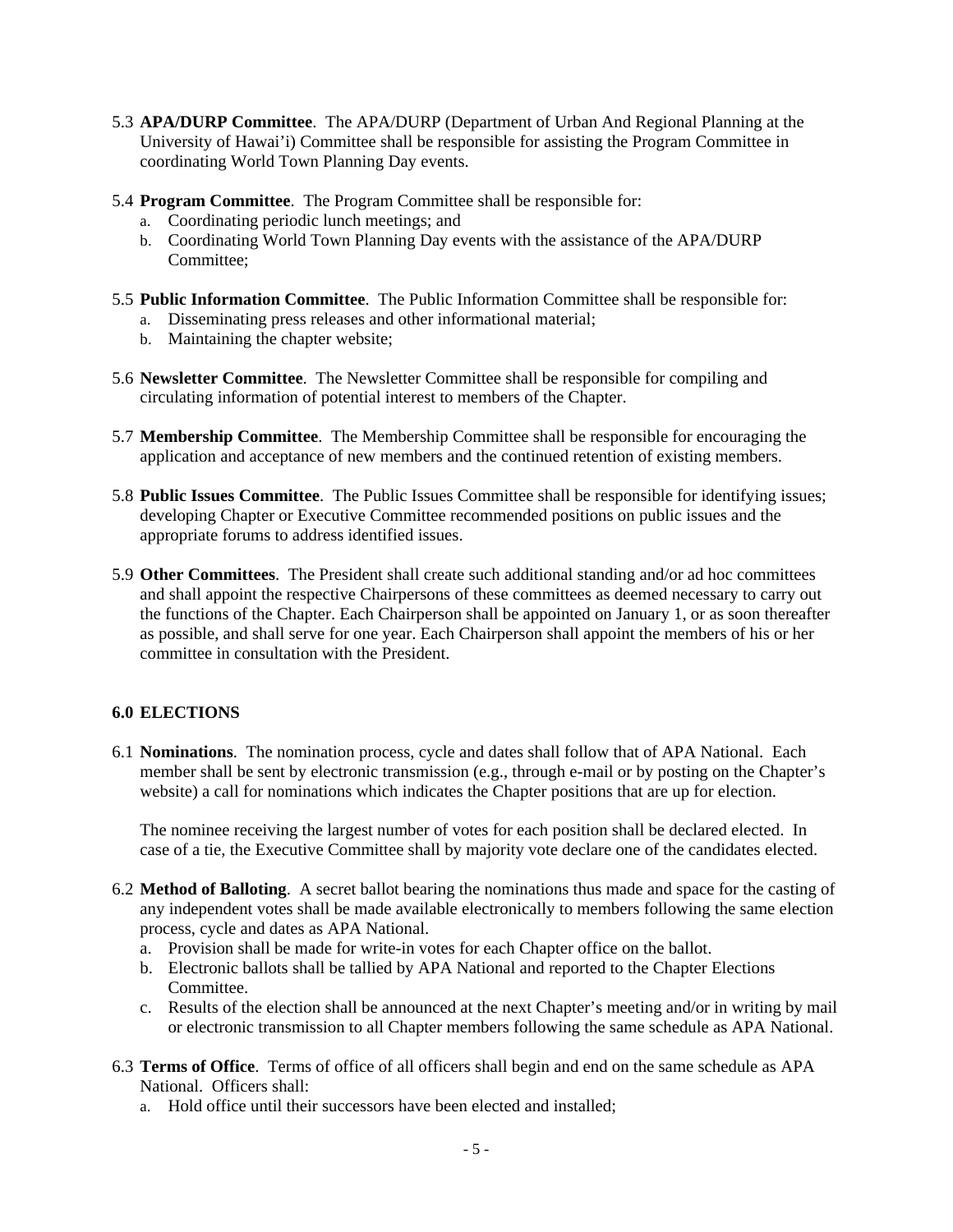5.3 **APA/DURP Committee**. The APA/DURP (Department of Urban And Regional Planning at the University of Hawai'i) Committee shall be responsible for assisting the Program Committee in coordinating World Town Planning Day events.

5.4 **Program Committee**. The Program Committee shall be responsible for:

a. Coordinating periodic lunch meetings; and
b. Coordinating World Town Planning Day events with the assistance of the APA/DURP Committee;

5.5 **Public Information Committee**. The Public Information Committee shall be responsible for:

a. Disseminating press releases and other informational material;
b. Maintaining the chapter website;

5.6 **Newsletter Committee**. The Newsletter Committee shall be responsible for compiling and circulating information of potential interest to members of the Chapter.

5.7 **Membership Committee**. The Membership Committee shall be responsible for encouraging the application and acceptance of new members and the continued retention of existing members.

5.8 **Public Issues Committee**. The Public Issues Committee shall be responsible for identifying issues; developing Chapter or Executive Committee recommended positions on public issues and the appropriate forums to address identified issues.

5.9 **Other Committees**. The President shall create such additional standing and/or ad hoc committees and shall appoint the respective Chairpersons of these committees as deemed necessary to carry out the functions of the Chapter. Each Chairperson shall be appointed on January 1, or as soon thereafter as possible, and shall serve for one year. Each Chairperson shall appoint the members of his or her committee in consultation with the President.

## 6.0 ELECTIONS

6.1 **Nominations**. The nomination process, cycle and dates shall follow that of APA National. Each member shall be sent by electronic transmission (e.g., through e-mail or by posting on the Chapter's website) a call for nominations which indicates the Chapter positions that are up for election.

The nominee receiving the largest number of votes for each position shall be declared elected. In case of a tie, the Executive Committee shall by majority vote declare one of the candidates elected.

6.2 **Method of Balloting**. A secret ballot bearing the nominations thus made and space for the casting of any independent votes shall be made available electronically to members following the same election process, cycle and dates as APA National.

a. Provision shall be made for write-in votes for each Chapter office on the ballot.
b. Electronic ballots shall be tallied by APA National and reported to the Chapter Elections Committee.
c. Results of the election shall be announced at the next Chapter's meeting and/or in writing by mail or electronic transmission to all Chapter members following the same schedule as APA National.

6.3 **Terms of Office**. Terms of office of all officers shall begin and end on the same schedule as APA National. Officers shall:

a. Hold office until their successors have been elected and installed;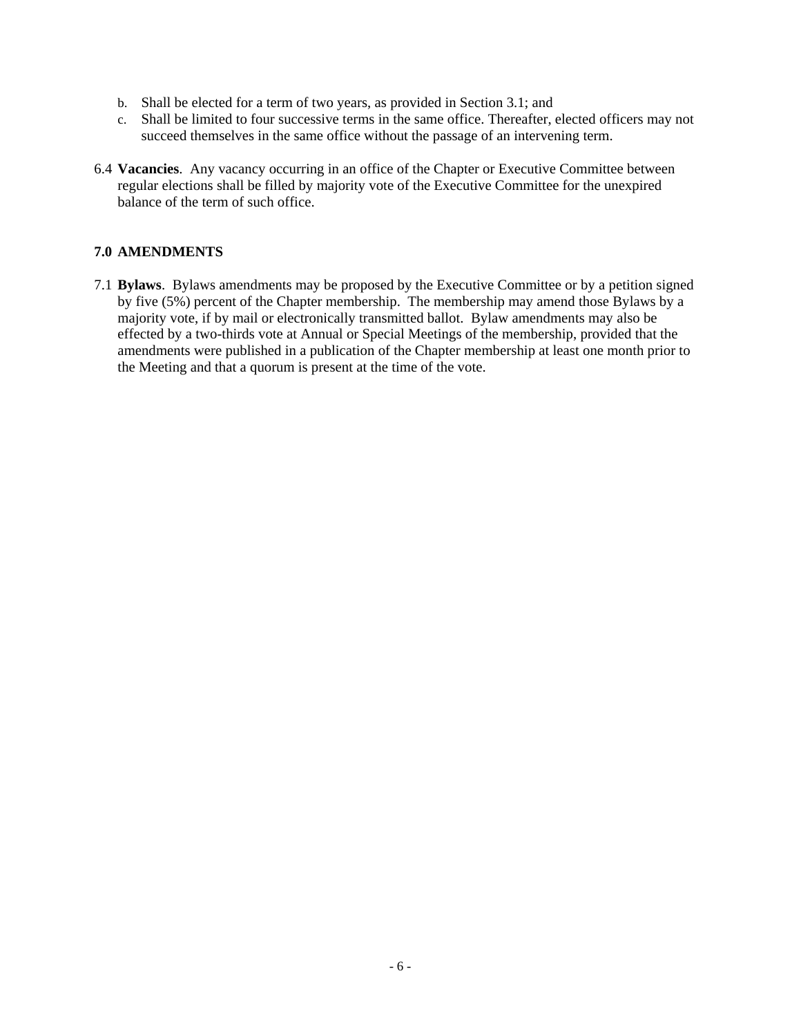b. Shall be elected for a term of two years, as provided in Section 3.1; and
c. Shall be limited to four successive terms in the same office. Thereafter, elected officers may not succeed themselves in the same office without the passage of an intervening term.

6.4 **Vacancies**. Any vacancy occurring in an office of the Chapter or Executive Committee between regular elections shall be filled by majority vote of the Executive Committee for the unexpired balance of the term of such office.

### 7.0 AMENDMENTS

7.1 **Bylaws**. Bylaws amendments may be proposed by the Executive Committee or by a petition signed by five (5%) percent of the Chapter membership. The membership may amend those Bylaws by a majority vote, if by mail or electronically transmitted ballot. Bylaw amendments may also be effected by a two-thirds vote at Annual or Special Meetings of the membership, provided that the amendments were published in a publication of the Chapter membership at least one month prior to the Meeting and that a quorum is present at the time of the vote.